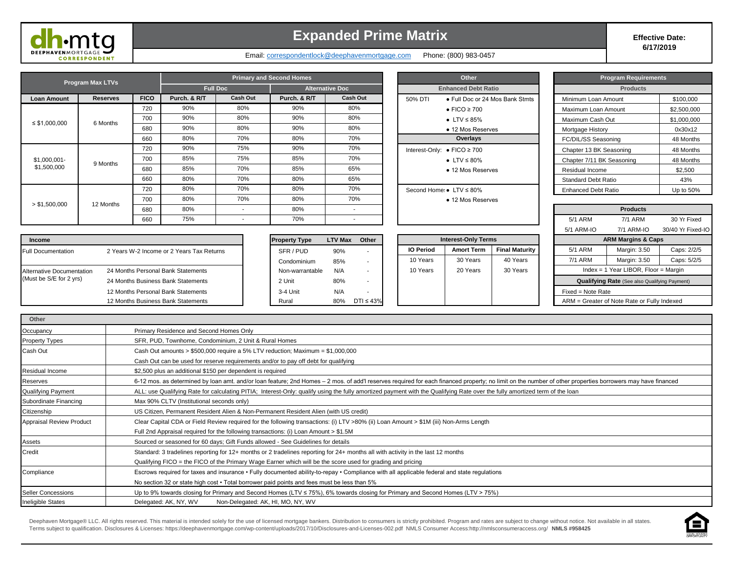# Expanded Prime Matrix

**Effective Date: 6/17/2019**

Email: correspondentlock@deephavenmortgage.com Phone: (800) 983-0457

| Program Max LTVs | | | Primary and Second Homes | | | |
|---|---|---|---|---|---|---|
| | | | Full Doc | | Alternative Doc | |
| Loan Amount | Reserves | FICO | Purch. & R/T | Cash Out | Purch. & R/T | Cash Out |
| ≤ $1,000,000 | 6 Months | 720 | 90% | 80% | 90% | 80% |
| | | 700 | 90% | 80% | 90% | 80% |
| | | 680 | 90% | 80% | 90% | 80% |
| | | 660 | 80% | 70% | 80% | 70% |
| $1,000,001-$1,500,000 | 9 Months | 720 | 90% | 75% | 90% | 70% |
| | | 700 | 85% | 75% | 85% | 70% |
| | | 680 | 85% | 70% | 85% | 65% |
| | | 660 | 80% | 70% | 80% | 65% |
| > $1,500,000 | 12 Months | 720 | 80% | 70% | 80% | 70% |
| | | 700 | 80% | 70% | 80% | 70% |
| | | 680 | 80% | - | 80% | - |
| | | 660 | 75% | - | 70% | - |

| Other | |
|---|---|
| **Enhanced Debt Ratio** | |
| 50% DTI | • Full Doc or 24 Mos Bank Stmts |
| | • FICO ≥ 700 |
| | • LTV ≤ 85% |
| | • 12 Mos Reserves |
| **Overlays** | |
| Interest-Only: | • FICO ≥ 700 |
| | • LTV ≤ 80% |
| | • 12 Mos Reserves |
| Second Home: | • LTV ≤ 80% |
| | • 12 Mos Reserves |

| Program Requirements | |
|---|---|
| **Products** | |
| Minimum Loan Amount | $100,000 |
| Maximum Loan Amount | $2,500,000 |
| Maximum Cash Out | $1,000,000 |
| Mortgage History | 0x30x12 |
| FC/DIL/SS Seasoning | 48 Months |
| Chapter 13 BK Seasoning | 48 Months |
| Chapter 7/11 BK Seasoning | 48 Months |
| Residual Income | $2,500 |
| Standard Debt Ratio | 43% |
| Enhanced Debt Ratio | Up to 50% |

| Products | | |
|---|---|---|
| 5/1 ARM | 7/1 ARM | 30 Yr Fixed |
| 5/1 ARM-IO | 7/1 ARM-IO | 30/40 Yr Fixed-IO |
| **ARM Margins & Caps** | | |
| 5/1 ARM | Margin: 3.50 | Caps: 2/2/5 |
| 7/1 ARM | Margin: 3.50 | Caps: 5/2/5 |
| Index = 1 Year LIBOR, Floor = Margin | | |
| **Qualifying Rate** (See also Qualifying Payment) | | |
| Fixed = Note Rate | | |
| ARM = Greater of Note Rate or Fully Indexed | | |

| Income | |
|---|---|
| Full Documentation | 2 Years W-2 Income or 2 Years Tax Returns |
| Alternative Documentation (Must be S/E for 2 yrs) | 24 Months Personal Bank Statements |
| | 24 Months Business Bank Statements |
| | 12 Months Personal Bank Statements |
| | 12 Months Business Bank Statements |

| Property Type | LTV Max | Other |
|---|---|---|
| SFR / PUD | 90% | - |
| Condominium | 85% | - |
| Non-warrantable | N/A | - |
| 2 Unit | 80% | - |
| 3-4 Unit | N/A | - |
| Rural | 80% | DTI ≤ 43% |

| Interest-Only Terms | | |
|---|---|---|
| IO Period | Amort Term | Final Maturity |
| 10 Years | 30 Years | 40 Years |
| 10 Years | 20 Years | 30 Years |

| Other | |
|---|---|
| Occupancy | Primary Residence and Second Homes Only |
| Property Types | SFR, PUD, Townhome, Condominium, 2 Unit & Rural Homes |
| Cash Out | Cash Out amounts > $500,000 require a 5% LTV reduction; Maximum = $1,000,000 |
| | Cash Out can be used for reserve requirements and/or to pay off debt for qualifying |
| Residual Income | $2,500 plus an additional $150 per dependent is required |
| Reserves | 6-12 mos. as determined by loan amt. and/or loan feature; 2nd Homes – 2 mos. of add'l reserves required for each financed property; no limit on the number of other properties borrowers may have financed |
| Qualifying Payment | ALL: use Qualifying Rate for calculating PITIA; Interest-Only: qualify using the fully amortized payment with the Qualifying Rate over the fully amortized term of the loan |
| Subordinate Financing | Max 90% CLTV (Institutional seconds only) |
| Citizenship | US Citizen, Permanent Resident Alien & Non-Permanent Resident Alien (with US credit) |
| Appraisal Review Product | Clear Capital CDA or Field Review required for the following transactions: (i) LTV >80% (ii) Loan Amount > $1M (iii) Non-Arms Length |
| | Full 2nd Appraisal required for the following transactions: (i) Loan Amount > $1.5M |
| Assets | Sourced or seasoned for 60 days; Gift Funds allowed - See Guidelines for details |
| Credit | Standard: 3 tradelines reporting for 12+ months or 2 tradelines reporting for 24+ months all with activity in the last 12 months |
| | Qualifying FICO = the FICO of the Primary Wage Earner which will be the score used for grading and pricing |
| Compliance | Escrows required for taxes and insurance • Fully documented ability-to-repay • Compliance with all applicable federal and state regulations |
| | No section 32 or state high cost • Total borrower paid points and fees must be less than 5% |
| Seller Concessions | Up to 9% towards closing for Primary and Second Homes (LTV ≤ 75%), 6% towards closing for Primary and Second Homes (LTV > 75%) |
| Ineligible States | Delegated: AK, NY, WV Non-Delegated: AK, HI, MO, NY, WV |

Deephaven Mortgage® LLC. All rights reserved. This material is intended solely for the use of licensed mortgage bankers. Distribution to consumers is strictly prohibited. Program and rates are subject to change without notice. Not available in all states. Terms subject to qualification. Disclosures & Licenses: https://deephavenmortgage.com/wp-content/uploads/2017/10/Disclosures-and-Licenses-002.pdf NMLS Consumer Access:http://nmlsconsumeraccess.org/ **NMLS #958425**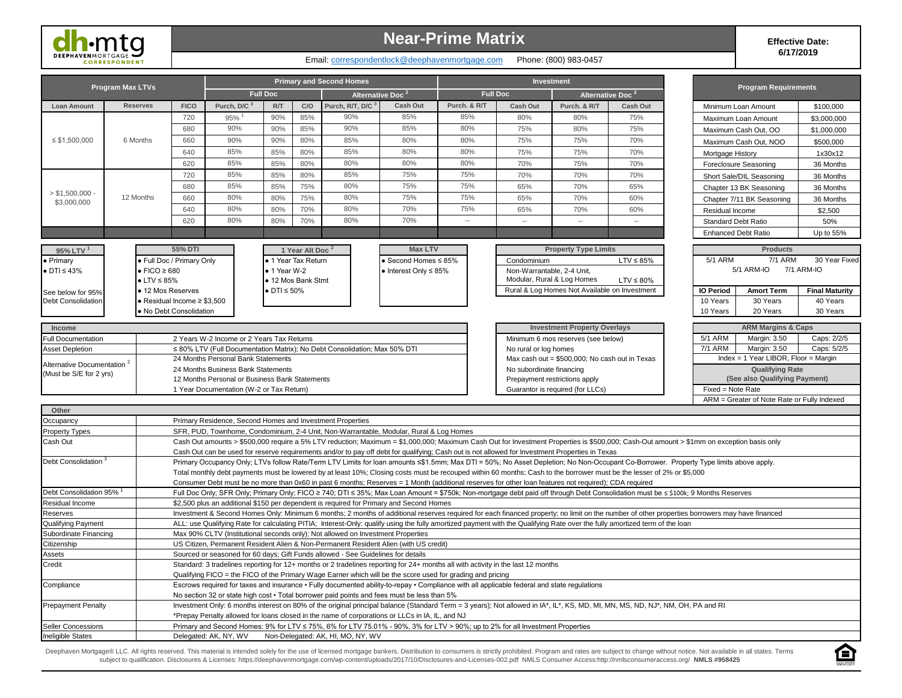# Near-Prime Matrix

dh·mtg DEEPHAVEN MORTGAGE CORRESPONDENT

Email: correspondentlock@deephavenmortgage.com Phone: (800) 983-0457

**Effective Date: 6/17/2019**

| Program Max LTVs | | | Primary and Second Homes | | | | | Investment | | | |
|---|---|---|---|---|---|---|---|---|---|---|---|
| | | | Full Doc | | | Alternative Doc [2] | | Full Doc | | Alternative Doc [2] | |
| Loan Amount | Reserves | FICO | Purch, D/C [3] | R/T | C/O | Purch, R/T, D/C [3] | Cash Out | Purch. & R/T | Cash Out | Purch. & R/T | Cash Out |
| ≤ $1,500,000 | 6 Months | 720 | 95% [1] | 90% | 85% | 90% | 85% | 85% | 80% | 80% | 75% |
| | | 680 | 90% | 90% | 85% | 90% | 85% | 80% | 75% | 80% | 75% |
| | | 660 | 90% | 90% | 80% | 85% | 80% | 80% | 75% | 75% | 70% |
| | | 640 | 85% | 85% | 80% | 85% | 80% | 80% | 75% | 75% | 70% |
| | | 620 | 85% | 85% | 80% | 80% | 80% | 80% | 70% | 75% | 70% |
| > $1,500,000 - $3,000,000 | 12 Months | 720 | 85% | 85% | 80% | 85% | 75% | 75% | 70% | 70% | 70% |
| | | 680 | 85% | 85% | 75% | 80% | 75% | 75% | 65% | 70% | 65% |
| | | 660 | 80% | 80% | 75% | 80% | 75% | 75% | 65% | 70% | 60% |
| | | 640 | 80% | 80% | 70% | 80% | 70% | 75% | 65% | 70% | 60% |
| | | 620 | 80% | 80% | 70% | 80% | 70% | -- | -- | -- | -- |

| Program Requirements | |
|---|---|
| Minimum Loan Amount | $100,000 |
| Maximum Loan Amount | $3,000,000 |
| Maximum Cash Out, OO | $1,000,000 |
| Maximum Cash Out, NOO | $500,000 |
| Mortgage History | 1x30x12 |
| Foreclosure Seasoning | 36 Months |
| Short Sale/DIL Seasoning | 36 Months |
| Chapter 13 BK Seasoning | 36 Months |
| Chapter 7/11 BK Seasoning | 36 Months |
| Residual Income | $2,500 |
| Standard Debt Ratio | 50% |
| Enhanced Debt Ratio | Up to 55% |

**95% LTV [1]**
- Primary
- DTI ≤ 43%

See below for 95% Debt Consolidation

**55% DTI**
- Full Doc / Primary Only
- FICO ≥ 680
- LTV ≤ 85%
- 12 Mos Reserves
- Residual Income ≥ $3,500
- No Debt Consolidation

**1 Year Alt Doc [2]**
- 1 Year Tax Return
- 1 Year W-2
- 12 Mos Bank Stmt
- DTI ≤ 50%

**Max LTV**
- Second Homes ≤ 85%
- Interest Only ≤ 85%

| Property Type Limits | |
|---|---|
| Condominium | LTV ≤ 85% |
| Non-Warrantable, 2-4 Unit, Modular, Rural & Log Homes | LTV ≤ 80% |
| Rural & Log Homes Not Available on Investment | |

| Products | | |
|---|---|---|
| 5/1 ARM | 7/1 ARM | 30 Year Fixed |
| 5/1 ARM-IO | 7/1 ARM-IO | |
| **IO Period** | **Amort Term** | **Final Maturity** |
| 10 Years | 30 Years | 40 Years |
| 10 Years | 20 Years | 30 Years |

| Income | |
|---|---|
| Full Documentation | 2 Years W-2 Income or 2 Years Tax Returns |
| Asset Depletion | ≤ 80% LTV (Full Documentation Matrix); No Debt Consolidation; Max 50% DTI |
| Alternative Documentation [2] (Must be S/E for 2 yrs) | 24 Months Personal Bank Statements |
| | 24 Months Business Bank Statements |
| | 12 Months Personal or Business Bank Statements |
| | 1 Year Documentation (W-2 or Tax Return) |

**Investment Property Overlays**
- Minimum 6 mos reserves (see below)
- No rural or log homes
- Max cash out = $500,000; No cash out in Texas
- No subordinate financing
- Prepayment restrictions apply
- Guarantor is required (for LLCs)

| ARM Margins & Caps | | |
|---|---|---|
| 5/1 ARM | Margin: 3.50 | Caps: 2/2/5 |
| 7/1 ARM | Margin: 3.50 | Caps: 5/2/5 |
| Index = 1 Year LIBOR, Floor = Margin | | |

**Qualifying Rate (See also Qualifying Payment)**
- Fixed = Note Rate
- ARM = Greater of Note Rate or Fully Indexed

| Other | |
|---|---|
| Occupancy | Primary Residence, Second Homes and Investment Properties |
| Property Types | SFR, PUD, Townhome, Condominium, 2-4 Unit, Non-Warrantable, Modular, Rural & Log Homes |
| Cash Out | Cash Out amounts > $500,000 require a 5% LTV reduction; Maximum = $1,000,000; Maximum Cash Out for Investment Properties is $500,000; Cash-Out amount > $1mm on exception basis only<br>Cash Out can be used for reserve requirements and/or to pay off debt for qualifying; Cash out is not allowed for Investment Properties in Texas |
| Debt Consolidation [3] | Primary Occupancy Only; LTVs follow Rate/Term LTV Limits for loan amounts ≤$1.5mm; Max DTI = 50%; No Asset Depletion; No Non-Occupant Co-Borrower. Property Type limits above apply.<br>Total monthly debt payments must be lowered by at least 10%; Closing costs must be recouped within 60 months; Cash to the borrower must be the lesser of 2% or $5,000<br>Consumer Debt must be no more than 0x60 in past 6 months; Reserves = 1 Month (additional reserves for other loan features not required); CDA required |
| Debt Consolidation 95% [1] | Full Doc Only; SFR Only; Primary Only; FICO ≥ 740; DTI ≤ 35%; Max Loan Amount = $750k; Non-mortgage debt paid off through Debt Consolidation must be ≤ $100k; 9 Months Reserves |
| Residual Income | $2,500 plus an additional $150 per dependent is required for Primary and Second Homes |
| Reserves | Investment & Second Homes Only: Minimum 6 months; 2 months of additional reserves required for each financed property; no limit on the number of other properties borrowers may have financed |
| Qualifying Payment | ALL: use Qualifying Rate for calculating PITIA; Interest-Only: qualify using the fully amortized payment with the Qualifying Rate over the fully amortized term of the loan |
| Subordinate Financing | Max 90% CLTV (Institutional seconds only); Not allowed on Investment Properties |
| Citizenship | US Citizen, Permanent Resident Alien & Non-Permanent Resident Alien (with US credit) |
| Assets | Sourced or seasoned for 60 days; Gift Funds allowed - See Guidelines for details |
| Credit | Standard: 3 tradelines reporting for 12+ months or 2 tradelines reporting for 24+ months all with activity in the last 12 months<br>Qualifying FICO = the FICO of the Primary Wage Earner which will be the score used for grading and pricing |
| Compliance | Escrows required for taxes and insurance • Fully documented ability-to-repay • Compliance with all applicable federal and state regulations<br>No section 32 or state high cost • Total borrower paid points and fees must be less than 5% |
| Prepayment Penalty | Investment Only: 6 months interest on 80% of the original principal balance (Standard Term = 3 years); Not allowed in IA*, IL*, KS, MD, MI, MN, MS, ND, NJ*, NM, OH, PA and RI<br>*Prepay Penalty allowed for loans closed in the name of corporations or LLCs in IA, IL, and NJ |
| Seller Concessions | Primary and Second Homes: 9% for LTV ≤ 75%, 6% for LTV 75.01% - 90%, 3% for LTV > 90%; up to 2% for all Investment Properties |
| Ineligible States | Delegated: AK, NY, WV    Non-Delegated: AK, HI, MO, NY, WV |

Deephaven Mortgage® LLC. All rights reserved. This material is intended solely for the use of licensed mortgage bankers. Distribution to consumers is strictly prohibited. Program and rates are subject to change without notice. Not available in all states. Terms subject to qualification. Disclosures & Licenses: https://deephavenmortgage.com/wp-content/uploads/2017/10/Disclosures-and-Licenses-002.pdf NMLS Consumer Access:http://nmlsconsumeraccess.org/ **NMLS #958425**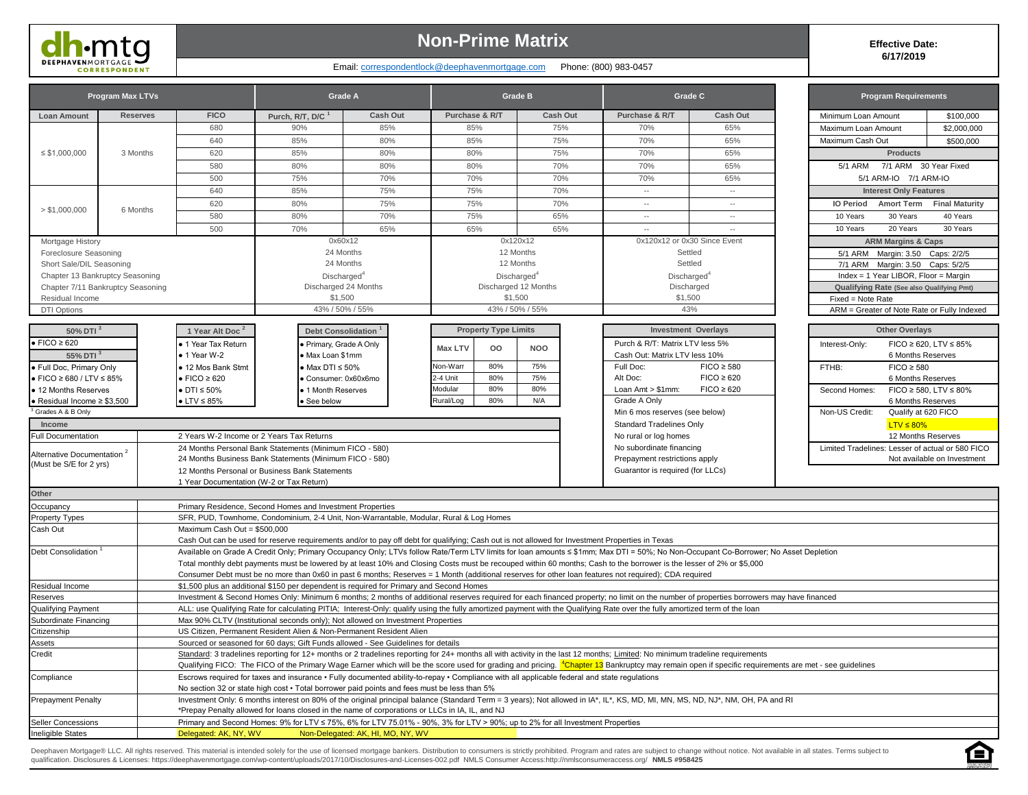# Non-Prime Matrix

Email: correspondentlock@deephavenmortgage.com Phone: (800) 983-0457

**Effective Date: 6/17/2019**

## Program Max LTVs

| Loan Amount | Reserves | FICO | Grade A Purch, R/T, D/C [1] | Grade A Cash Out | Grade B Purchase & R/T | Grade B Cash Out | Grade C Purchase & R/T | Grade C Cash Out |
|---|---|---|---|---|---|---|---|---|
| ≤ $1,000,000 | 3 Months | 680 | 90% | 85% | 85% | 75% | 70% | 65% |
| | | 640 | 85% | 80% | 85% | 75% | 70% | 65% |
| | | 620 | 85% | 80% | 80% | 75% | 70% | 65% |
| | | 580 | 80% | 80% | 80% | 70% | 70% | 65% |
| | | 500 | 75% | 70% | 70% | 70% | 70% | 65% |
| > $1,000,000 | 6 Months | 640 | 85% | 75% | 75% | 70% | -- | -- |
| | | 620 | 80% | 75% | 75% | 70% | -- | -- |
| | | 580 | 80% | 70% | 75% | 65% | -- | -- |
| | | 500 | 70% | 65% | 65% | 65% | -- | -- |
| Mortgage History | | | 0x60x12 | | 0x120x12 | | 0x120x12 or 0x30 Since Event | |
| Foreclosure Seasoning | | | 24 Months | | 12 Months | | Settled | |
| Short Sale/DIL Seasoning | | | 24 Months | | 12 Months | | Settled | |
| Chapter 13 Bankruptcy Seasoning | | | Discharged[4] | | Discharged[4] | | Discharged[4] | |
| Chapter 7/11 Bankruptcy Seasoning | | | Discharged 24 Months | | Discharged 12 Months | | Discharged | |
| Residual Income | | | $1,500 | | $1,500 | | $1,500 | |
| DTI Options | | | 43% / 50% / 55% | | 43% / 50% / 55% | | 43% | |

## Program Requirements

| | |
|---|---|
| Minimum Loan Amount | $100,000 |
| Maximum Loan Amount | $2,000,000 |
| Maximum Cash Out | $500,000 |

**Products**

5/1 ARM 7/1 ARM 30 Year Fixed

5/1 ARM-IO 7/1 ARM-IO

**Interest Only Features**

| IO Period | Amort Term | Final Maturity |
|---|---|---|
| 10 Years | 30 Years | 40 Years |
| 10 Years | 20 Years | 30 Years |

**ARM Margins & Caps**

5/1 ARM Margin: 3.50 Caps: 2/2/5

7/1 ARM Margin: 3.50 Caps: 5/2/5

Index = 1 Year LIBOR, Floor = Margin

**Qualifying Rate (See also Qualifying Pmt)**

Fixed = Note Rate

ARM = Greater of Note Rate or Fully Indexed

## 50% DTI [3]

- FICO ≥ 620

## 55% DTI [3]

- Full Doc, Primary Only
- FICO ≥ 680 / LTV ≤ 85%
- 12 Months Reserves
- Residual Income ≥ $3,500

[3] Grades A & B Only

## 1 Year Alt Doc [2]

- 1 Year Tax Return
- 1 Year W-2
- 12 Mos Bank Stmt
- FICO ≥ 620
- DTI ≤ 50%
- LTV ≤ 85%

## Debt Consolidation [1]

- Primary, Grade A Only
- Max Loan $1mm
- Max DTI ≤ 50%
- Consumer: 0x60x6mo
- 1 Month Reserves
- See below

## Property Type Limits

| Max LTV | OO | NOO |
|---|---|---|
| Non-Warr | 80% | 75% |
| 2-4 Unit | 80% | 75% |
| Modular | 80% | 80% |
| Rural/Log | 80% | N/A |

## Investment Overlays

| | |
|---|---|
| Purch & R/T: Matrix LTV less 5% | |
| Cash Out: Matrix LTV less 10% | |
| Full Doc: | FICO ≥ 580 |
| Alt Doc: | FICO ≥ 620 |
| Loan Amt > $1mm: | FICO ≥ 620 |

Grade A Only

Min 6 mos reserves (see below)

Standard Tradelines Only

No rural or log homes

No subordinate financing

Prepayment restrictions apply

Guarantor is required (for LLCs)

## Other Overlays

| | |
|---|---|
| Interest-Only: | FICO ≥ 620, LTV ≤ 85%; 6 Months Reserves |
| FTHB: | FICO ≥ 580; 6 Months Reserves |
| Second Homes: | FICO ≥ 580, LTV ≤ 80%; 6 Months Reserves |
| Non-US Credit: | Qualify at 620 FICO; LTV ≤ 80%; 12 Months Reserves |

Limited Tradelines: Lesser of actual or 580 FICO; Not available on Investment

## Income

| | |
|---|---|
| Full Documentation | 2 Years W-2 Income or 2 Years Tax Returns |
| Alternative Documentation [2] (Must be S/E for 2 yrs) | 24 Months Personal Bank Statements (Minimum FICO - 580)<br>24 Months Business Bank Statements (Minimum FICO - 580)<br>12 Months Personal or Business Bank Statements<br>1 Year Documentation (W-2 or Tax Return) |

## Other

| | |
|---|---|
| Occupancy | Primary Residence, Second Homes and Investment Properties |
| Property Types | SFR, PUD, Townhome, Condominium, 2-4 Unit, Non-Warrantable, Modular, Rural & Log Homes |
| Cash Out | Maximum Cash Out = $500,000<br>Cash Out can be used for reserve requirements and/or to pay off debt for qualifying; Cash out is not allowed for Investment Properties in Texas |
| Debt Consolidation [1] | Available on Grade A Credit Only; Primary Occupancy Only; LTVs follow Rate/Term LTV limits for loan amounts ≤ $1mm; Max DTI = 50%; No Non-Occupant Co-Borrower; No Asset Depletion<br>Total monthly debt payments must be lowered by at least 10% and Closing Costs must be recouped within 60 months; Cash to the borrower is the lesser of 2% or $5,000<br>Consumer Debt must be no more than 0x60 in past 6 months; Reserves = 1 Month (additional reserves for other loan features not required); CDA required |
| Residual Income | $1,500 plus an additional $150 per dependent is required for Primary and Second Homes |
| Reserves | Investment & Second Homes Only: Minimum 6 months; 2 months of additional reserves required for each financed property; no limit on the number of properties borrowers may have financed |
| Qualifying Payment | ALL: use Qualifying Rate for calculating PITIA; Interest-Only: qualify using the fully amortized payment with the Qualifying Rate over the fully amortized term of the loan |
| Subordinate Financing | Max 90% CLTV (Institutional seconds only); Not allowed on Investment Properties |
| Citizenship | US Citizen, Permanent Resident Alien & Non-Permanent Resident Alien |
| Assets | Sourced or seasoned for 60 days; Gift Funds allowed - See Guidelines for details |
| Credit | Standard: 3 tradelines reporting for 12+ months or 2 tradelines reporting for 24+ months all with activity in the last 12 months; Limited: No minimum tradeline requirements<br>Qualifying FICO: The FICO of the Primary Wage Earner which will be the score used for grading and pricing. [4]Chapter 13 Bankruptcy may remain open if specific requirements are met - see guidelines |
| Compliance | Escrows required for taxes and insurance • Fully documented ability-to-repay • Compliance with all applicable federal and state regulations<br>No section 32 or state high cost • Total borrower paid points and fees must be less than 5% |
| Prepayment Penalty | Investment Only: 6 months interest on 80% of the original principal balance (Standard Term = 3 years); Not allowed in IA*, IL*, KS, MD, MI, MN, MS, ND, NJ*, NM, OH, PA and RI<br>*Prepay Penalty allowed for loans closed in the name of corporations or LLCs in IA, IL, and NJ |
| Seller Concessions | Primary and Second Homes: 9% for LTV ≤ 75%, 6% for LTV 75.01% - 90%, 3% for LTV > 90%; up to 2% for all Investment Properties |
| Ineligible States | Delegated: AK, NY, WV Non-Delegated: AK, HI, MO, NY, WV |

Deephaven Mortgage® LLC. All rights reserved. This material is intended solely for the use of licensed mortgage bankers. Distribution to consumers is strictly prohibited. Program and rates are subject to change without notice. Not available in all states. Terms subject to qualification. Disclosures & Licenses: https://deephavenmortgage.com/wp-content/uploads/2017/10/Disclosures-and-Licenses-002.pdf NMLS Consumer Access:http://nmlsconsumeraccess.org/ **NMLS #958425**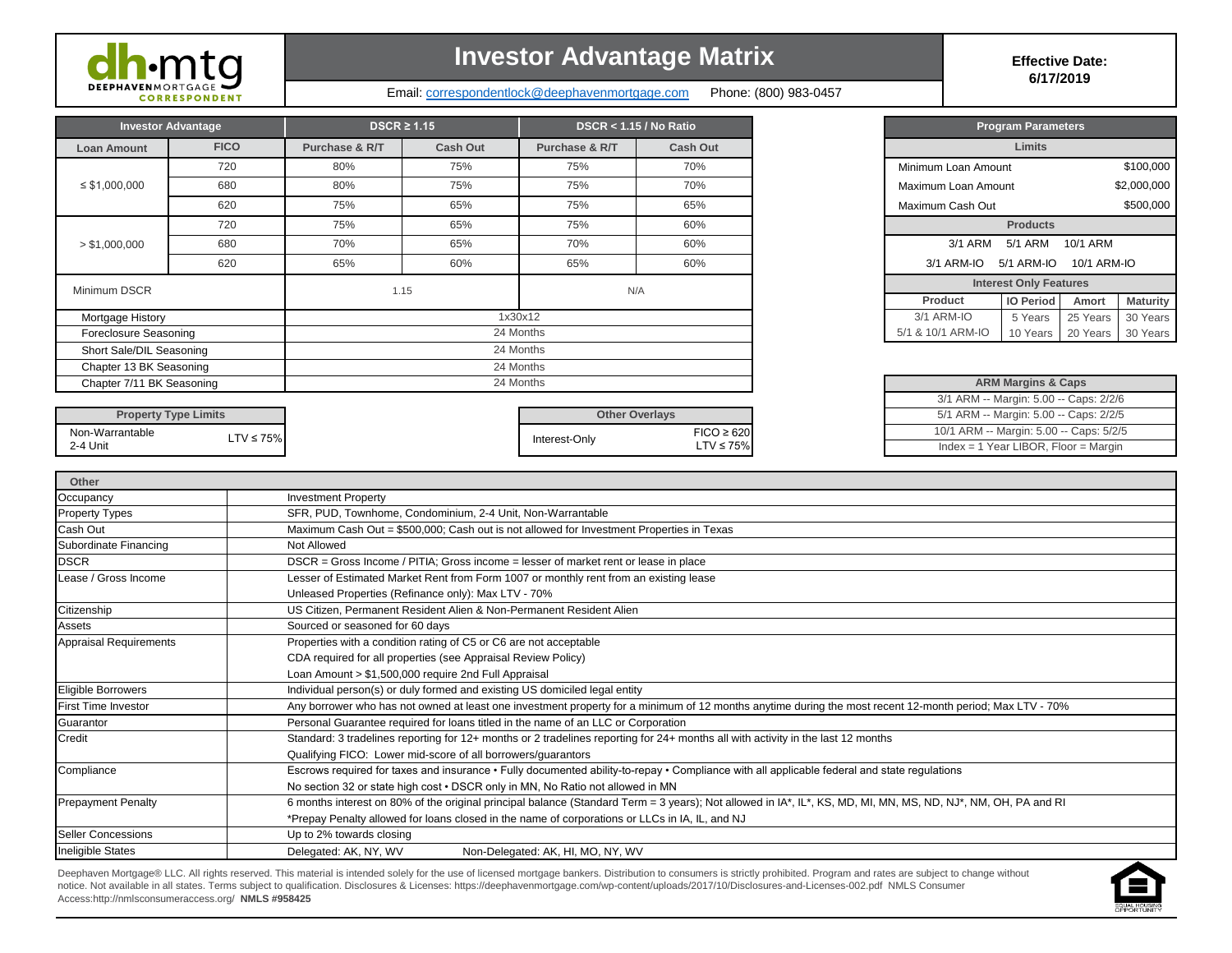**dh·mtg** DEEPHAVENMORTGAGE CORRESPONDENT

# Investor Advantage Matrix

Email: correspondentlock@deephavenmortgage.com Phone: (800) 983-0457

**Effective Date: 6/17/2019**

| Investor Advantage | | DSCR ≥ 1.15 | | DSCR < 1.15 / No Ratio | |
|---|---|---|---|---|---|
| Loan Amount | FICO | Purchase & R/T | Cash Out | Purchase & R/T | Cash Out |
| ≤ $1,000,000 | 720 | 80% | 75% | 75% | 70% |
| | 680 | 80% | 75% | 75% | 70% |
| | 620 | 75% | 65% | 75% | 65% |
| > $1,000,000 | 720 | 75% | 65% | 75% | 60% |
| | 680 | 70% | 65% | 70% | 60% |
| | 620 | 65% | 60% | 65% | 60% |
| Minimum DSCR | | 1.15 | | N/A | |
| Mortgage History | | 1x30x12 | | | |
| Foreclosure Seasoning | | 24 Months | | | |
| Short Sale/DIL Seasoning | | 24 Months | | | |
| Chapter 13 BK Seasoning | | 24 Months | | | |
| Chapter 7/11 BK Seasoning | | 24 Months | | | |

| Property Type Limits | |
|---|---|
| Non-Warrantable 2-4 Unit | LTV ≤ 75% |

| Other Overlays | |
|---|---|
| Interest-Only | FICO ≥ 620 LTV ≤ 75% |

| Program Parameters | | | |
|---|---|---|---|
| **Limits** | | | |
| Minimum Loan Amount | | | $100,000 |
| Maximum Loan Amount | | | $2,000,000 |
| Maximum Cash Out | | | $500,000 |
| **Products** | | | |
| 3/1 ARM | 5/1 ARM | 10/1 ARM | |
| 3/1 ARM-IO | 5/1 ARM-IO | 10/1 ARM-IO | |
| **Interest Only Features** | | | |
| Product | IO Period | Amort | Maturity |
| 3/1 ARM-IO | 5 Years | 25 Years | 30 Years |
| 5/1 & 10/1 ARM-IO | 10 Years | 20 Years | 30 Years |

| ARM Margins & Caps |
|---|
| 3/1 ARM -- Margin: 5.00 -- Caps: 2/2/6 |
| 5/1 ARM -- Margin: 5.00 -- Caps: 2/2/5 |
| 10/1 ARM -- Margin: 5.00 -- Caps: 5/2/5 |
| Index = 1 Year LIBOR, Floor = Margin |

| Other | |
|---|---|
| Occupancy | Investment Property |
| Property Types | SFR, PUD, Townhome, Condominium, 2-4 Unit, Non-Warrantable |
| Cash Out | Maximum Cash Out = $500,000; Cash out is not allowed for Investment Properties in Texas |
| Subordinate Financing | Not Allowed |
| DSCR | DSCR = Gross Income / PITIA; Gross income = lesser of market rent or lease in place |
| Lease / Gross Income | Lesser of Estimated Market Rent from Form 1007 or monthly rent from an existing lease |
| | Unleased Properties (Refinance only): Max LTV - 70% |
| Citizenship | US Citizen, Permanent Resident Alien & Non-Permanent Resident Alien |
| Assets | Sourced or seasoned for 60 days |
| Appraisal Requirements | Properties with a condition rating of C5 or C6 are not acceptable |
| | CDA required for all properties (see Appraisal Review Policy) |
| | Loan Amount > $1,500,000 require 2nd Full Appraisal |
| Eligible Borrowers | Individual person(s) or duly formed and existing US domiciled legal entity |
| First Time Investor | Any borrower who has not owned at least one investment property for a minimum of 12 months anytime during the most recent 12-month period; Max LTV - 70% |
| Guarantor | Personal Guarantee required for loans titled in the name of an LLC or Corporation |
| Credit | Standard: 3 tradelines reporting for 12+ months or 2 tradelines reporting for 24+ months all with activity in the last 12 months |
| | Qualifying FICO: Lower mid-score of all borrowers/guarantors |
| Compliance | Escrows required for taxes and insurance • Fully documented ability-to-repay • Compliance with all applicable federal and state regulations |
| | No section 32 or state high cost • DSCR only in MN, No Ratio not allowed in MN |
| Prepayment Penalty | 6 months interest on 80% of the original principal balance (Standard Term = 3 years); Not allowed in IA*, IL*, KS, MD, MI, MN, MS, ND, NJ*, NM, OH, PA and RI |
| | *Prepay Penalty allowed for loans closed in the name of corporations or LLCs in IA, IL, and NJ |
| Seller Concessions | Up to 2% towards closing |
| Ineligible States | Delegated: AK, NY, WV Non-Delegated: AK, HI, MO, NY, WV |

Deephaven Mortgage® LLC. All rights reserved. This material is intended solely for the use of licensed mortgage bankers. Distribution to consumers is strictly prohibited. Program and rates are subject to change without notice. Not available in all states. Terms subject to qualification. Disclosures & Licenses: https://deephavenmortgage.com/wp-content/uploads/2017/10/Disclosures-and-Licenses-002.pdf NMLS Consumer Access:http://nmlsconsumeraccess.org/ **NMLS #958425**

EQUAL HOUSING OPPORTUNITY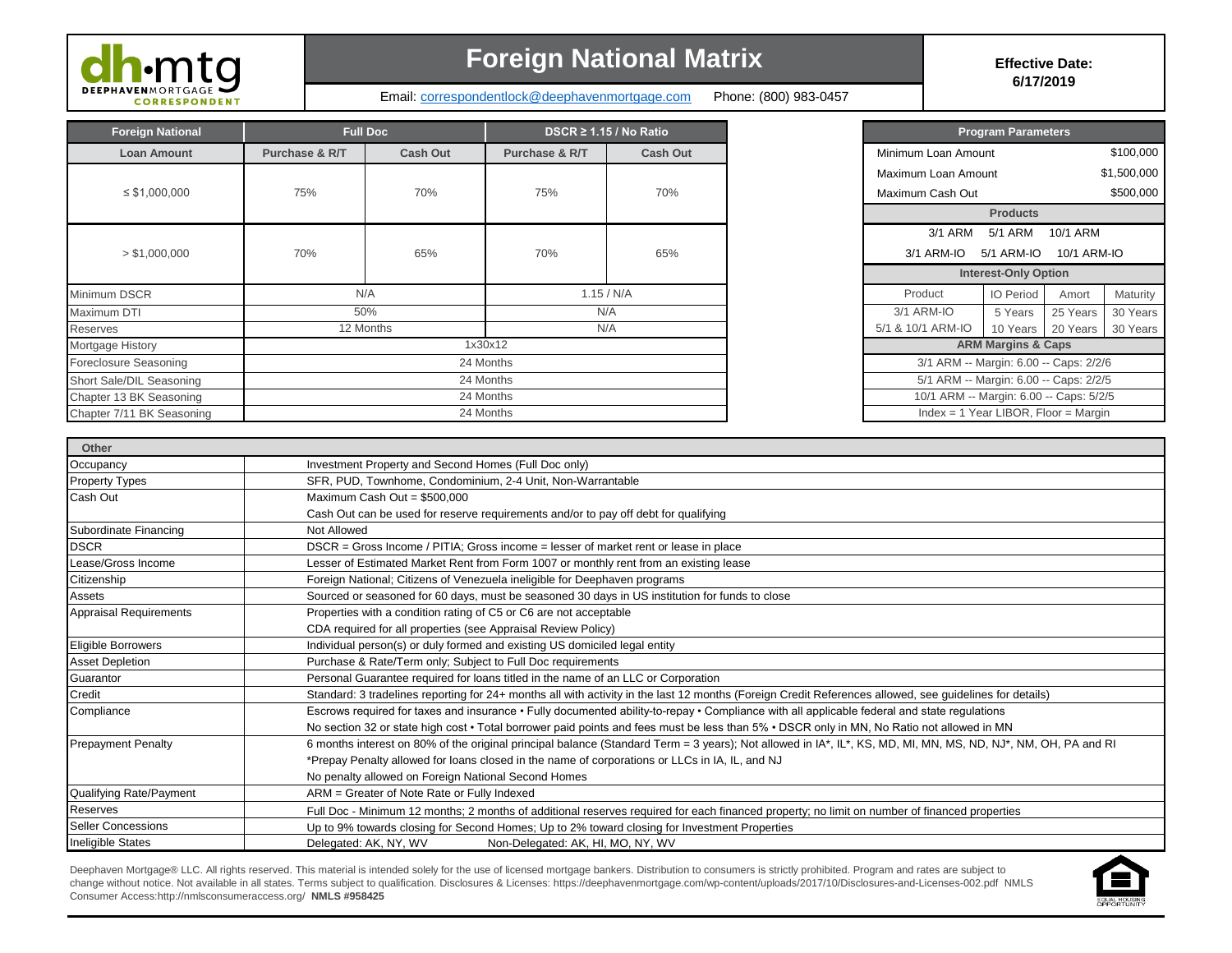# Foreign National Matrix

Email: correspondentlock@deephavenmortgage.com Phone: (800) 983-0457

**Effective Date: 6/17/2019**

| Foreign National | Full Doc | | DSCR ≥ 1.15 / No Ratio | |
|---|---|---|---|---|
| **Loan Amount** | **Purchase & R/T** | **Cash Out** | **Purchase & R/T** | **Cash Out** |
| ≤ $1,000,000 | 75% | 70% | 75% | 70% |
| > $1,000,000 | 70% | 65% | 70% | 65% |
| Minimum DSCR | N/A | | 1.15 / N/A | |
| Maximum DTI | 50% | | N/A | |
| Reserves | 12 Months | | N/A | |
| Mortgage History | 1x30x12 | | | |
| Foreclosure Seasoning | 24 Months | | | |
| Short Sale/DIL Seasoning | 24 Months | | | |
| Chapter 13 BK Seasoning | 24 Months | | | |
| Chapter 7/11 BK Seasoning | 24 Months | | | |

| Program Parameters | | | |
|---|---|---|---|
| Minimum Loan Amount | | | $100,000 |
| Maximum Loan Amount | | | $1,500,000 |
| Maximum Cash Out | | | $500,000 |
| **Products** | | | |
| 3/1 ARM | 5/1 ARM | 10/1 ARM | |
| 3/1 ARM-IO | 5/1 ARM-IO | 10/1 ARM-IO | |
| **Interest-Only Option** | | | |
| Product | IO Period | Amort | Maturity |
| 3/1 ARM-IO | 5 Years | 25 Years | 30 Years |
| 5/1 & 10/1 ARM-IO | 10 Years | 20 Years | 30 Years |
| **ARM Margins & Caps** | | | |
| 3/1 ARM -- Margin: 6.00 -- Caps: 2/2/6 | | | |
| 5/1 ARM -- Margin: 6.00 -- Caps: 2/2/5 | | | |
| 10/1 ARM -- Margin: 6.00 -- Caps: 5/2/5 | | | |
| Index = 1 Year LIBOR, Floor = Margin | | | |

| Other | |
|---|---|
| Occupancy | Investment Property and Second Homes (Full Doc only) |
| Property Types | SFR, PUD, Townhome, Condominium, 2-4 Unit, Non-Warrantable |
| Cash Out | Maximum Cash Out = $500,000 |
| | Cash Out can be used for reserve requirements and/or to pay off debt for qualifying |
| Subordinate Financing | Not Allowed |
| DSCR | DSCR = Gross Income / PITIA; Gross income = lesser of market rent or lease in place |
| Lease/Gross Income | Lesser of Estimated Market Rent from Form 1007 or monthly rent from an existing lease |
| Citizenship | Foreign National; Citizens of Venezuela ineligible for Deephaven programs |
| Assets | Sourced or seasoned for 60 days, must be seasoned 30 days in US institution for funds to close |
| Appraisal Requirements | Properties with a condition rating of C5 or C6 are not acceptable |
| | CDA required for all properties (see Appraisal Review Policy) |
| Eligible Borrowers | Individual person(s) or duly formed and existing US domiciled legal entity |
| Asset Depletion | Purchase & Rate/Term only; Subject to Full Doc requirements |
| Guarantor | Personal Guarantee required for loans titled in the name of an LLC or Corporation |
| Credit | Standard: 3 tradelines reporting for 24+ months all with activity in the last 12 months (Foreign Credit References allowed, see guidelines for details) |
| Compliance | Escrows required for taxes and insurance • Fully documented ability-to-repay • Compliance with all applicable federal and state regulations |
| | No section 32 or state high cost • Total borrower paid points and fees must be less than 5% • DSCR only in MN, No Ratio not allowed in MN |
| Prepayment Penalty | 6 months interest on 80% of the original principal balance (Standard Term = 3 years); Not allowed in IA*, IL*, KS, MD, MI, MN, MS, ND, NJ*, NM, OH, PA and RI |
| | *Prepay Penalty allowed for loans closed in the name of corporations or LLCs in IA, IL, and NJ |
| | No penalty allowed on Foreign National Second Homes |
| Qualifying Rate/Payment | ARM = Greater of Note Rate or Fully Indexed |
| Reserves | Full Doc - Minimum 12 months; 2 months of additional reserves required for each financed property; no limit on number of financed properties |
| Seller Concessions | Up to 9% towards closing for Second Homes; Up to 2% toward closing for Investment Properties |
| Ineligible States | Delegated: AK, NY, WV Non-Delegated: AK, HI, MO, NY, WV |

Deephaven Mortgage® LLC. All rights reserved. This material is intended solely for the use of licensed mortgage bankers. Distribution to consumers is strictly prohibited. Program and rates are subject to change without notice. Not available in all states. Terms subject to qualification. Disclosures & Licenses: https://deephavenmortgage.com/wp-content/uploads/2017/10/Disclosures-and-Licenses-002.pdf NMLS Consumer Access:http://nmlsconsumeraccess.org/ **NMLS #958425**